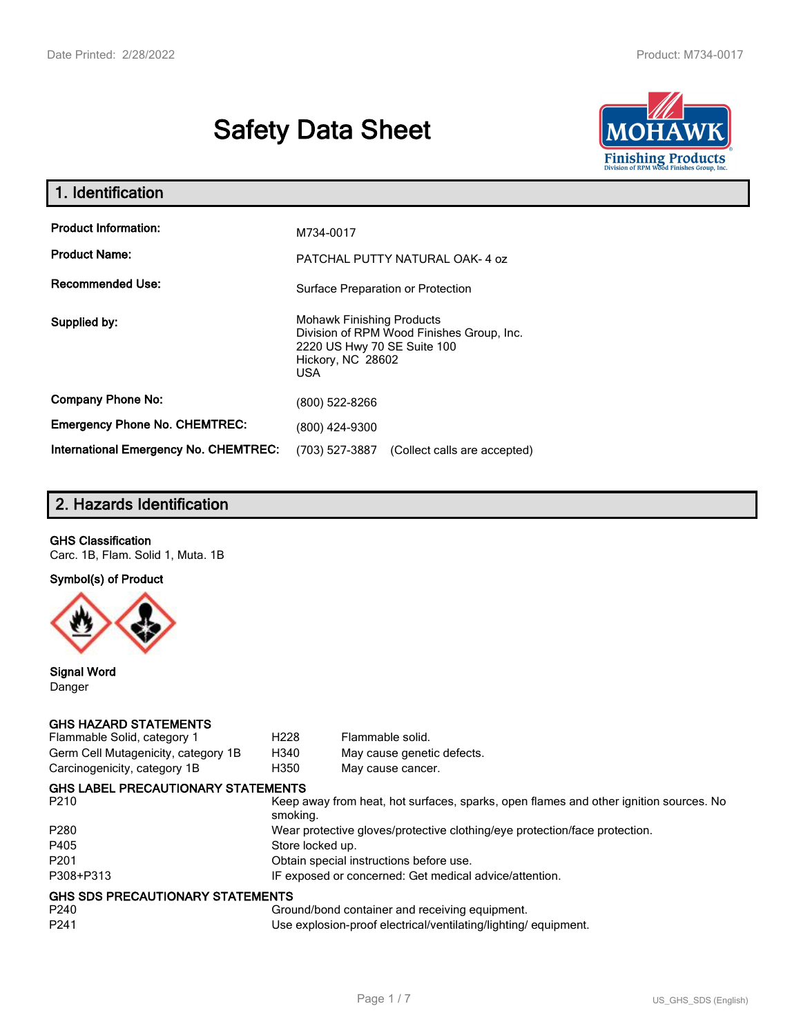# Safety Data Sheet

## 1. Identification

| | |
|---|---|
| **Product Information:** | M734-0017 |
| **Product Name:** | PATCHAL PUTTY NATURAL OAK- 4 oz |
| **Recommended Use:** | Surface Preparation or Protection |
| **Supplied by:** | Mohawk Finishing Products<br>Division of RPM Wood Finishes Group, Inc.<br>2220 US Hwy 70 SE Suite 100<br>Hickory, NC 28602<br>USA |
| **Company Phone No:** | (800) 522-8266 |
| **Emergency Phone No. CHEMTREC:** | (800) 424-9300 |
| **International Emergency No. CHEMTREC:** | (703) 527-3887 (Collect calls are accepted) |

## 2. Hazards Identification

**GHS Classification**

Carc. 1B, Flam. Solid 1, Muta. 1B

**Symbol(s) of Product**

**Signal Word**

Danger

**GHS HAZARD STATEMENTS**

| | | |
|---|---|---|
| Flammable Solid, category 1 | H228 | Flammable solid. |
| Germ Cell Mutagenicity, category 1B | H340 | May cause genetic defects. |
| Carcinogenicity, category 1B | H350 | May cause cancer. |

**GHS LABEL PRECAUTIONARY STATEMENTS**

| | |
|---|---|
| P210 | Keep away from heat, hot surfaces, sparks, open flames and other ignition sources. No smoking. |
| P280 | Wear protective gloves/protective clothing/eye protection/face protection. |
| P405 | Store locked up. |
| P201 | Obtain special instructions before use. |
| P308+P313 | IF exposed or concerned: Get medical advice/attention. |

**GHS SDS PRECAUTIONARY STATEMENTS**

| | |
|---|---|
| P240 | Ground/bond container and receiving equipment. |
| P241 | Use explosion-proof electrical/ventilating/lighting/ equipment. |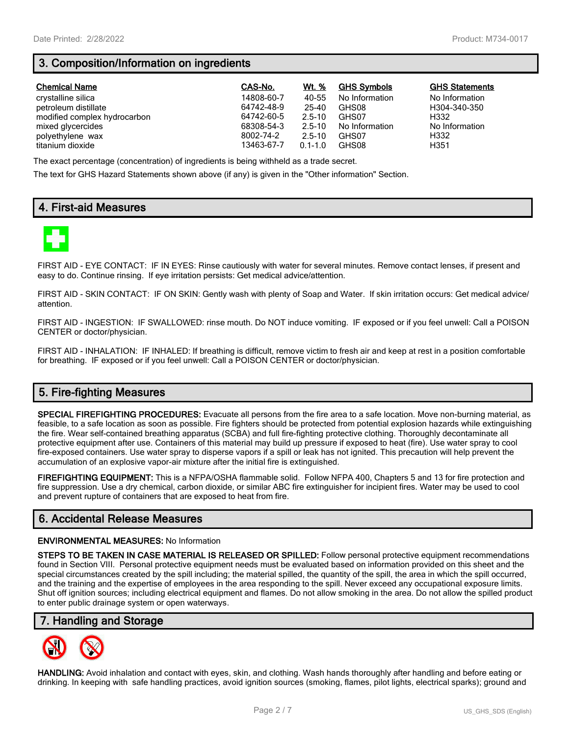## 3. Composition/Information on ingredients

| Chemical Name | CAS-No. | Wt. % | GHS Symbols | GHS Statements |
|---|---|---|---|---|
| crystalline silica | 14808-60-7 | 40-55 | No Information | No Information |
| petroleum distillate | 64742-48-9 | 25-40 | GHS08 | H304-340-350 |
| modified complex hydrocarbon | 64742-60-5 | 2.5-10 | GHS07 | H332 |
| mixed glycercides | 68308-54-3 | 2.5-10 | No Information | No Information |
| polyethylene wax | 8002-74-2 | 2.5-10 | GHS07 | H332 |
| titanium dioxide | 13463-67-7 | 0.1-1.0 | GHS08 | H351 |

The exact percentage (concentration) of ingredients is being withheld as a trade secret.

The text for GHS Hazard Statements shown above (if any) is given in the "Other information" Section.

## 4. First-aid Measures

FIRST AID - EYE CONTACT: IF IN EYES: Rinse cautiously with water for several minutes. Remove contact lenses, if present and easy to do. Continue rinsing. If eye irritation persists: Get medical advice/attention.

FIRST AID - SKIN CONTACT: IF ON SKIN: Gently wash with plenty of Soap and Water. If skin irritation occurs: Get medical advice/attention.

FIRST AID - INGESTION: IF SWALLOWED: rinse mouth. Do NOT induce vomiting. IF exposed or if you feel unwell: Call a POISON CENTER or doctor/physician.

FIRST AID - INHALATION: IF INHALED: If breathing is difficult, remove victim to fresh air and keep at rest in a position comfortable for breathing. IF exposed or if you feel unwell: Call a POISON CENTER or doctor/physician.

## 5. Fire-fighting Measures

**SPECIAL FIREFIGHTING PROCEDURES:** Evacuate all persons from the fire area to a safe location. Move non-burning material, as feasible, to a safe location as soon as possible. Fire fighters should be protected from potential explosion hazards while extinguishing the fire. Wear self-contained breathing apparatus (SCBA) and full fire-fighting protective clothing. Thoroughly decontaminate all protective equipment after use. Containers of this material may build up pressure if exposed to heat (fire). Use water spray to cool fire-exposed containers. Use water spray to disperse vapors if a spill or leak has not ignited. This precaution will help prevent the accumulation of an explosive vapor-air mixture after the initial fire is extinguished.

**FIREFIGHTING EQUIPMENT:** This is a NFPA/OSHA flammable solid. Follow NFPA 400, Chapters 5 and 13 for fire protection and fire suppression. Use a dry chemical, carbon dioxide, or similar ABC fire extinguisher for incipient fires. Water may be used to cool and prevent rupture of containers that are exposed to heat from fire.

## 6. Accidental Release Measures

**ENVIRONMENTAL MEASURES:** No Information

**STEPS TO BE TAKEN IN CASE MATERIAL IS RELEASED OR SPILLED:** Follow personal protective equipment recommendations found in Section VIII. Personal protective equipment needs must be evaluated based on information provided on this sheet and the special circumstances created by the spill including; the material spilled, the quantity of the spill, the area in which the spill occurred, and the training and the expertise of employees in the area responding to the spill. Never exceed any occupational exposure limits. Shut off ignition sources; including electrical equipment and flames. Do not allow smoking in the area. Do not allow the spilled product to enter public drainage system or open waterways.

## 7. Handling and Storage

**HANDLING:** Avoid inhalation and contact with eyes, skin, and clothing. Wash hands thoroughly after handling and before eating or drinking. In keeping with safe handling practices, avoid ignition sources (smoking, flames, pilot lights, electrical sparks); ground and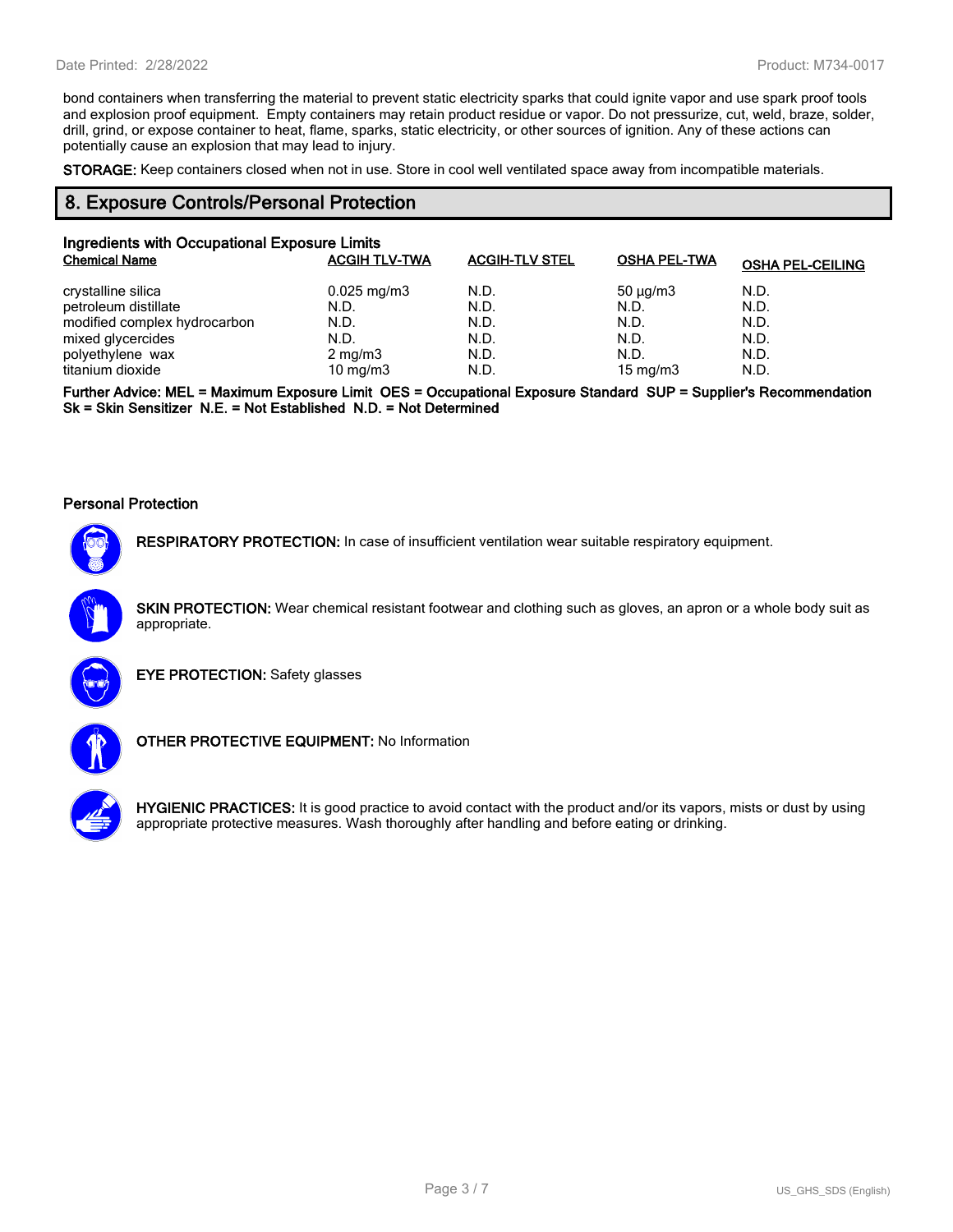bond containers when transferring the material to prevent static electricity sparks that could ignite vapor and use spark proof tools and explosion proof equipment.  Empty containers may retain product residue or vapor. Do not pressurize, cut, weld, braze, solder, drill, grind, or expose container to heat, flame, sparks, static electricity, or other sources of ignition. Any of these actions can potentially cause an explosion that may lead to injury.

**STORAGE:** Keep containers closed when not in use. Store in cool well ventilated space away from incompatible materials.

## 8. Exposure Controls/Personal Protection

### Ingredients with Occupational Exposure Limits

| Chemical Name | ACGIH TLV-TWA | ACGIH-TLV STEL | OSHA PEL-TWA | OSHA PEL-CEILING |
|---|---|---|---|---|
| crystalline silica | 0.025 mg/m3 | N.D. | 50 µg/m3 | N.D. |
| petroleum distillate | N.D. | N.D. | N.D. | N.D. |
| modified complex hydrocarbon | N.D. | N.D. | N.D. | N.D. |
| mixed glycercides | N.D. | N.D. | N.D. | N.D. |
| polyethylene  wax | 2 mg/m3 | N.D. | N.D. | N.D. |
| titanium dioxide | 10 mg/m3 | N.D. | 15 mg/m3 | N.D. |

**Further Advice: MEL = Maximum Exposure Limit  OES = Occupational Exposure Standard  SUP = Supplier's Recommendation  Sk = Skin Sensitizer  N.E. = Not Established  N.D. = Not Determined**

### Personal Protection

**RESPIRATORY PROTECTION:** In case of insufficient ventilation wear suitable respiratory equipment.

**SKIN PROTECTION:** Wear chemical resistant footwear and clothing such as gloves, an apron or a whole body suit as appropriate.

**EYE PROTECTION:** Safety glasses

**OTHER PROTECTIVE EQUIPMENT:** No Information

**HYGIENIC PRACTICES:** It is good practice to avoid contact with the product and/or its vapors, mists or dust by using appropriate protective measures. Wash thoroughly after handling and before eating or drinking.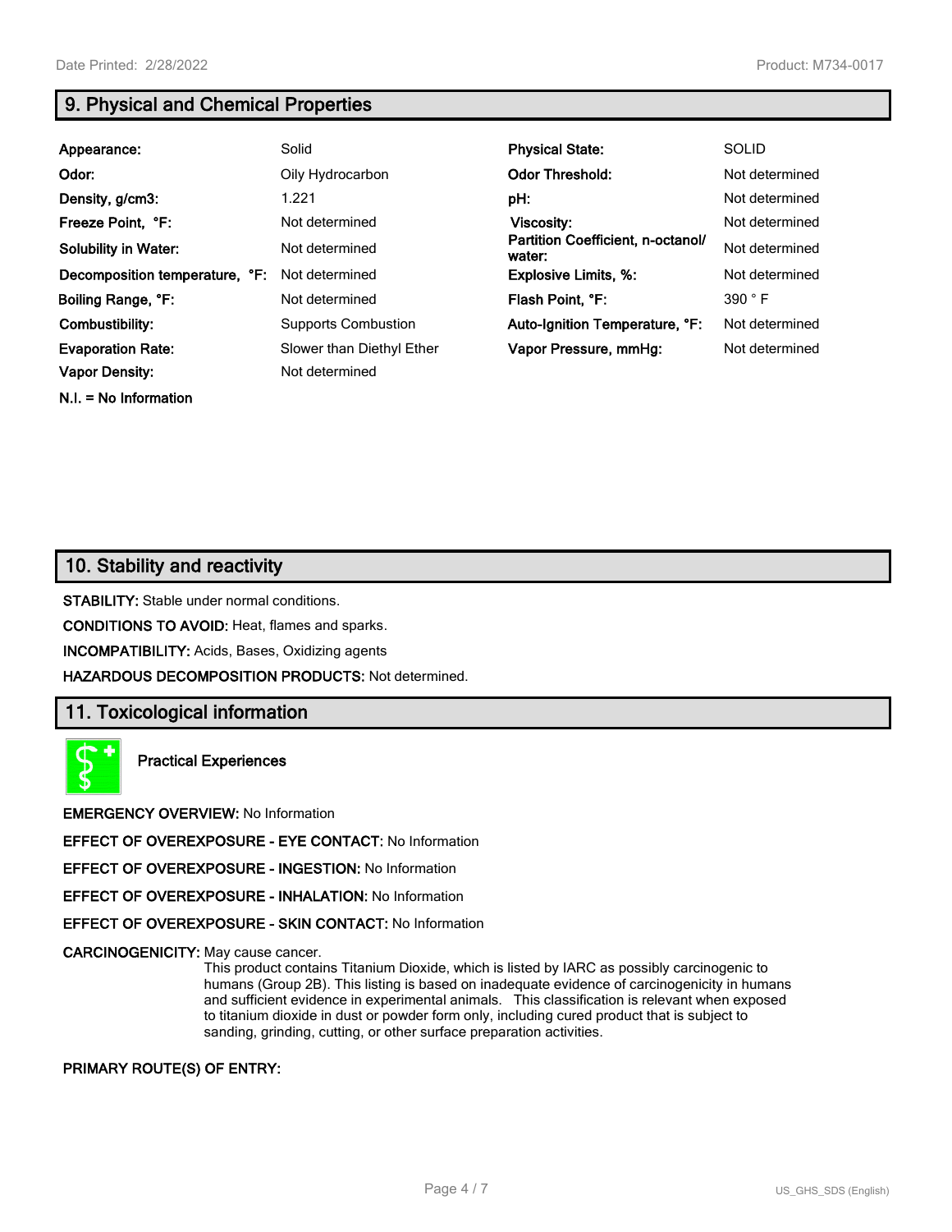## 9. Physical and Chemical Properties

| | | | |
|---|---|---|---|
| **Appearance:** | Solid | **Physical State:** | SOLID |
| **Odor:** | Oily Hydrocarbon | **Odor Threshold:** | Not determined |
| **Density, g/cm3:** | 1.221 | **pH:** | Not determined |
| **Freeze Point, °F:** | Not determined | **Viscosity:** | Not determined |
| **Solubility in Water:** | Not determined | **Partition Coefficient, n-octanol/ water:** | Not determined |
| **Decomposition temperature, °F:** | Not determined | **Explosive Limits, %:** | Not determined |
| **Boiling Range, °F:** | Not determined | **Flash Point, °F:** | 390 ° F |
| **Combustibility:** | Supports Combustion | **Auto-Ignition Temperature, °F:** | Not determined |
| **Evaporation Rate:** | Slower than Diethyl Ether | **Vapor Pressure, mmHg:** | Not determined |
| **Vapor Density:** | Not determined | | |

**N.I. = No Information**

## 10. Stability and reactivity

**STABILITY:** Stable under normal conditions.

**CONDITIONS TO AVOID:** Heat, flames and sparks.

**INCOMPATIBILITY:** Acids, Bases, Oxidizing agents

**HAZARDOUS DECOMPOSITION PRODUCTS:** Not determined.

## 11. Toxicological information

**Practical Experiences**

**EMERGENCY OVERVIEW:** No Information

**EFFECT OF OVEREXPOSURE - EYE CONTACT:** No Information

**EFFECT OF OVEREXPOSURE - INGESTION:** No Information

**EFFECT OF OVEREXPOSURE - INHALATION:** No Information

**EFFECT OF OVEREXPOSURE - SKIN CONTACT:** No Information

**CARCINOGENICITY:** May cause cancer.
This product contains Titanium Dioxide, which is listed by IARC as possibly carcinogenic to humans (Group 2B). This listing is based on inadequate evidence of carcinogenicity in humans and sufficient evidence in experimental animals. This classification is relevant when exposed to titanium dioxide in dust or powder form only, including cured product that is subject to sanding, grinding, cutting, or other surface preparation activities.

**PRIMARY ROUTE(S) OF ENTRY:**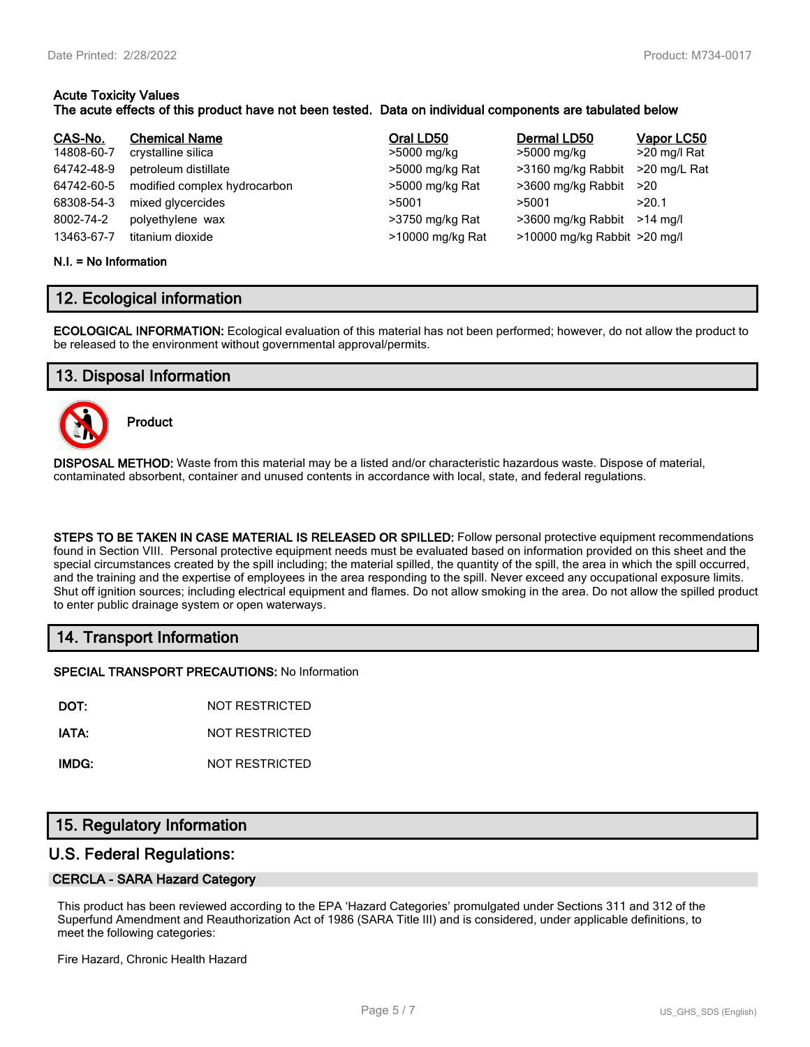**Acute Toxicity Values**
**The acute effects of this product have not been tested. Data on individual components are tabulated below**

| CAS-No. | Chemical Name | Oral LD50 | Dermal LD50 | Vapor LC50 |
|---|---|---|---|---|
| 14808-60-7 | crystalline silica | >5000 mg/kg | >5000 mg/kg | >20 mg/l Rat |
| 64742-48-9 | petroleum distillate | >5000 mg/kg Rat | >3160 mg/kg Rabbit | >20 mg/L Rat |
| 64742-60-5 | modified complex hydrocarbon | >5000 mg/kg Rat | >3600 mg/kg Rabbit | >20 |
| 68308-54-3 | mixed glycercides | >5001 | >5001 | >20.1 |
| 8002-74-2 | polyethylene wax | >3750 mg/kg Rat | >3600 mg/kg Rabbit | >14 mg/l |
| 13463-67-7 | titanium dioxide | >10000 mg/kg Rat | >10000 mg/kg Rabbit | >20 mg/l |

**N.I. = No Information**

## 12. Ecological information

**ECOLOGICAL INFORMATION:** Ecological evaluation of this material has not been performed; however, do not allow the product to be released to the environment without governmental approval/permits.

## 13. Disposal Information

**Product**

**DISPOSAL METHOD:** Waste from this material may be a listed and/or characteristic hazardous waste. Dispose of material, contaminated absorbent, container and unused contents in accordance with local, state, and federal regulations.

**STEPS TO BE TAKEN IN CASE MATERIAL IS RELEASED OR SPILLED:** Follow personal protective equipment recommendations found in Section VIII. Personal protective equipment needs must be evaluated based on information provided on this sheet and the special circumstances created by the spill including; the material spilled, the quantity of the spill, the area in which the spill occurred, and the training and the expertise of employees in the area responding to the spill. Never exceed any occupational exposure limits. Shut off ignition sources; including electrical equipment and flames. Do not allow smoking in the area. Do not allow the spilled product to enter public drainage system or open waterways.

## 14. Transport Information

**SPECIAL TRANSPORT PRECAUTIONS:** No Information

**DOT:** NOT RESTRICTED

**IATA:** NOT RESTRICTED

**IMDG:** NOT RESTRICTED

## 15. Regulatory Information

### U.S. Federal Regulations:

#### CERCLA - SARA Hazard Category

This product has been reviewed according to the EPA 'Hazard Categories' promulgated under Sections 311 and 312 of the Superfund Amendment and Reauthorization Act of 1986 (SARA Title III) and is considered, under applicable definitions, to meet the following categories:

Fire Hazard, Chronic Health Hazard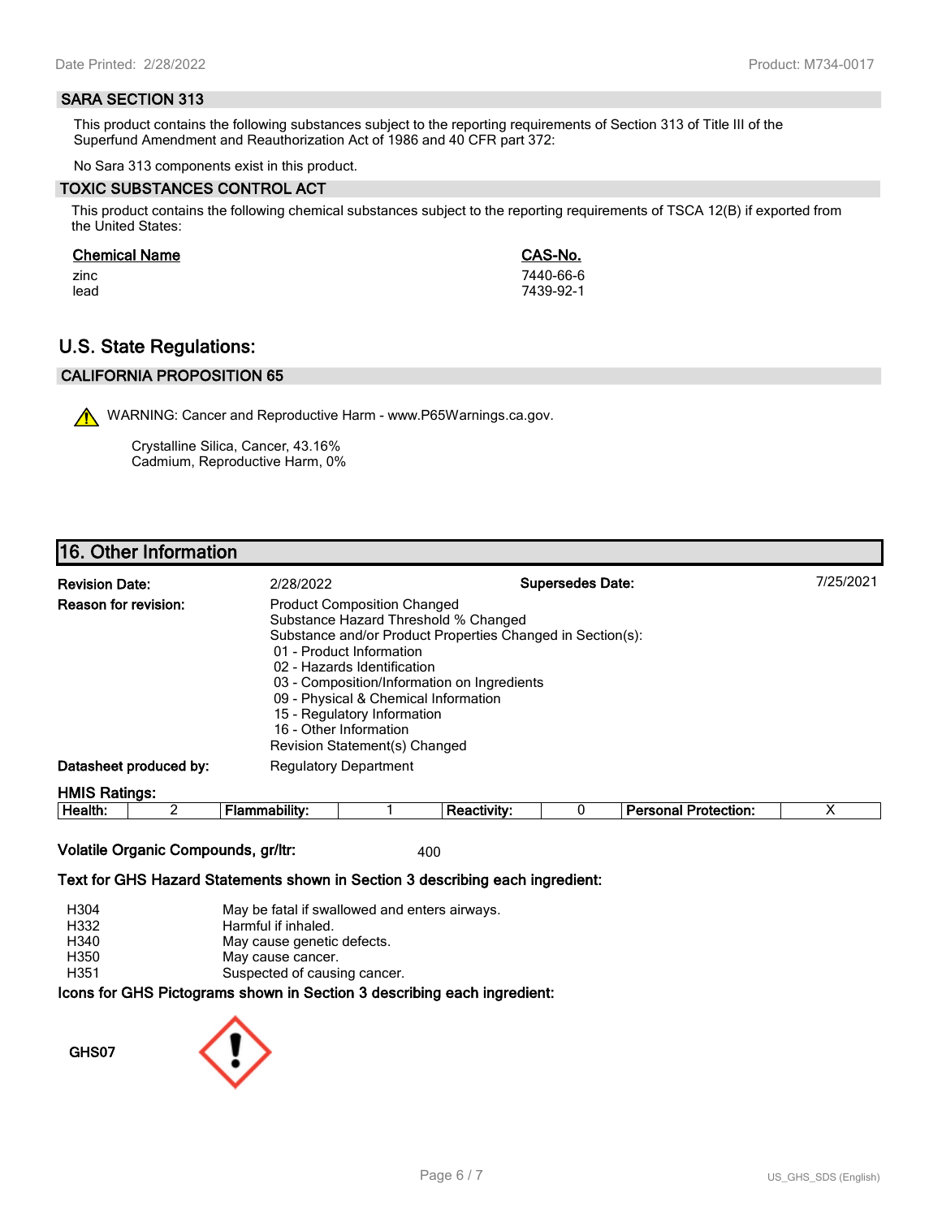### SARA SECTION 313

This product contains the following substances subject to the reporting requirements of Section 313 of Title III of the Superfund Amendment and Reauthorization Act of 1986 and 40 CFR part 372:

No Sara 313 components exist in this product.

### TOXIC SUBSTANCES CONTROL ACT

This product contains the following chemical substances subject to the reporting requirements of TSCA 12(B) if exported from the United States:

| Chemical Name | CAS-No. |
|---|---|
| zinc | 7440-66-6 |
| lead | 7439-92-1 |

## U.S. State Regulations:

### CALIFORNIA PROPOSITION 65

⚠ WARNING: Cancer and Reproductive Harm - www.P65Warnings.ca.gov.

Crystalline Silica, Cancer, 43.16%
Cadmium, Reproductive Harm, 0%

## 16. Other Information

**Revision Date:** 2/28/2022

**Supersedes Date:** 7/25/2021

**Reason for revision:**
Product Composition Changed
Substance Hazard Threshold % Changed
Substance and/or Product Properties Changed in Section(s):
- 01 - Product Information
- 02 - Hazards Identification
- 03 - Composition/Information on Ingredients
- 09 - Physical & Chemical Information
- 15 - Regulatory Information
- 16 - Other Information

Revision Statement(s) Changed

**Datasheet produced by:** Regulatory Department

**HMIS Ratings:**

| Health: | 2 | Flammability: | 1 | Reactivity: | 0 | Personal Protection: | X |
|---|---|---|---|---|---|---|---|

**Volatile Organic Compounds, gr/ltr:** 400

**Text for GHS Hazard Statements shown in Section 3 describing each ingredient:**

| | |
|---|---|
| H304 | May be fatal if swallowed and enters airways. |
| H332 | Harmful if inhaled. |
| H340 | May cause genetic defects. |
| H350 | May cause cancer. |
| H351 | Suspected of causing cancer. |

**Icons for GHS Pictograms shown in Section 3 describing each ingredient:**

**GHS07**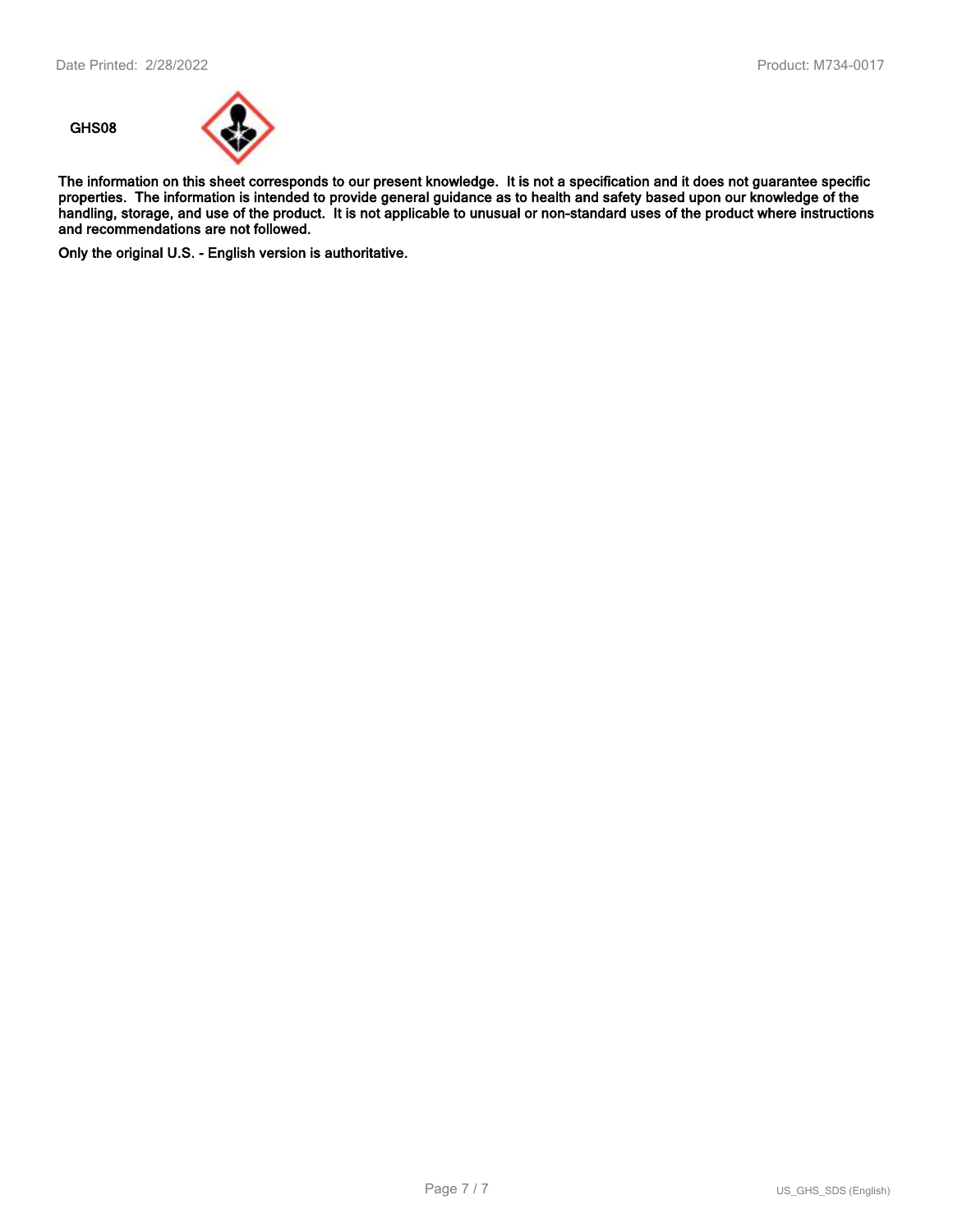GHS08

**The information on this sheet corresponds to our present knowledge. It is not a specification and it does not guarantee specific properties. The information is intended to provide general guidance as to health and safety based upon our knowledge of the handling, storage, and use of the product. It is not applicable to unusual or non-standard uses of the product where instructions and recommendations are not followed.**

**Only the original U.S. - English version is authoritative.**